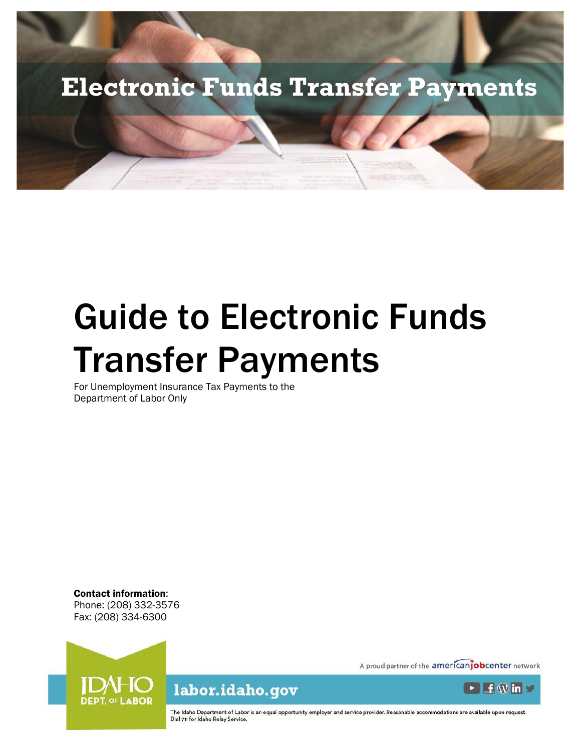# Electronic Funds Transfer Payments

# Guide to Electronic Funds Transfer Payments

For Unemployment Insurance Tax Payments to the Department of Labor Only

**Contact information**:
Phone: (208) 332-3576
Fax: (208) 334-6300

IDAHO DEPT. OF LABOR

A proud partner of the americanjobcenter network

labor.idaho.gov

The Idaho Department of Labor is an equal opportunity employer and service provider. Reasonable accommodations are available upon request. Dial 711 for Idaho Relay Service.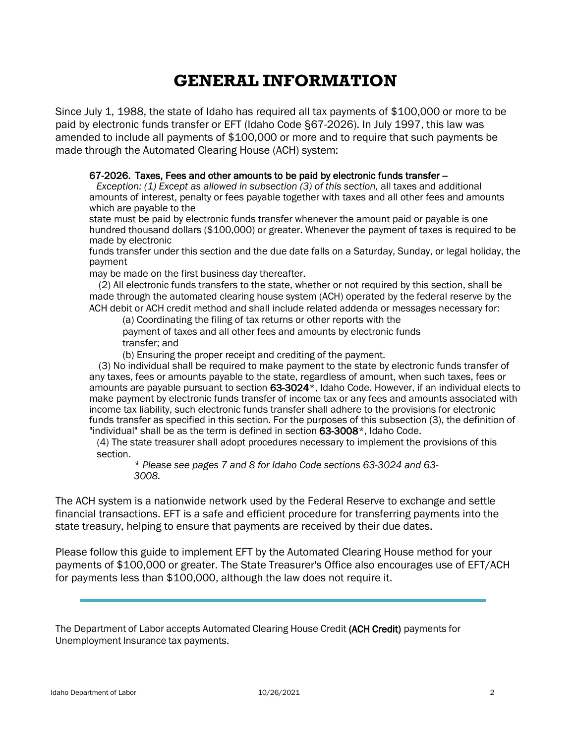# GENERAL INFORMATION

Since July 1, 1988, the state of Idaho has required all tax payments of $100,000 or more to be paid by electronic funds transfer or EFT (Idaho Code §67-2026). In July 1997, this law was amended to include all payments of $100,000 or more and to require that such payments be made through the Automated Clearing House (ACH) system:

> 67-2026. Taxes, Fees and other amounts to be paid by electronic funds transfer --
> *Exception: (1) Except as allowed in subsection (3) of this section,* all taxes and additional amounts of interest, penalty or fees payable together with taxes and all other fees and amounts which are payable to the state must be paid by electronic funds transfer whenever the amount paid or payable is one hundred thousand dollars ($100,000) or greater. Whenever the payment of taxes is required to be made by electronic funds transfer under this section and the due date falls on a Saturday, Sunday, or legal holiday, the payment may be made on the first business day thereafter.
>
> (2) All electronic funds transfers to the state, whether or not required by this section, shall be made through the automated clearing house system (ACH) operated by the federal reserve by the ACH debit or ACH credit method and shall include related addenda or messages necessary for:
>
> (a) Coordinating the filing of tax returns or other reports with the payment of taxes and all other fees and amounts by electronic funds transfer; and
>
> (b) Ensuring the proper receipt and crediting of the payment.
>
> (3) No individual shall be required to make payment to the state by electronic funds transfer of any taxes, fees or amounts payable to the state, regardless of amount, when such taxes, fees or amounts are payable pursuant to section **63-3024***, Idaho Code. However, if an individual elects to make payment by electronic funds transfer of income tax or any fees and amounts associated with income tax liability, such electronic funds transfer shall adhere to the provisions for electronic funds transfer as specified in this section. For the purposes of this subsection (3), the definition of "individual" shall be as the term is defined in section **63-3008***, Idaho Code.
>
> (4) The state treasurer shall adopt procedures necessary to implement the provisions of this section.
>
> *\* Please see pages 7 and 8 for Idaho Code sections 63-3024 and 63-3008.*

The ACH system is a nationwide network used by the Federal Reserve to exchange and settle financial transactions. EFT is a safe and efficient procedure for transferring payments into the state treasury, helping to ensure that payments are received by their due dates.

Please follow this guide to implement EFT by the Automated Clearing House method for your payments of $100,000 or greater. The State Treasurer's Office also encourages use of EFT/ACH for payments less than $100,000, although the law does not require it.

---

The Department of Labor accepts Automated Clearing House Credit **(ACH Credit)** payments for Unemployment Insurance tax payments.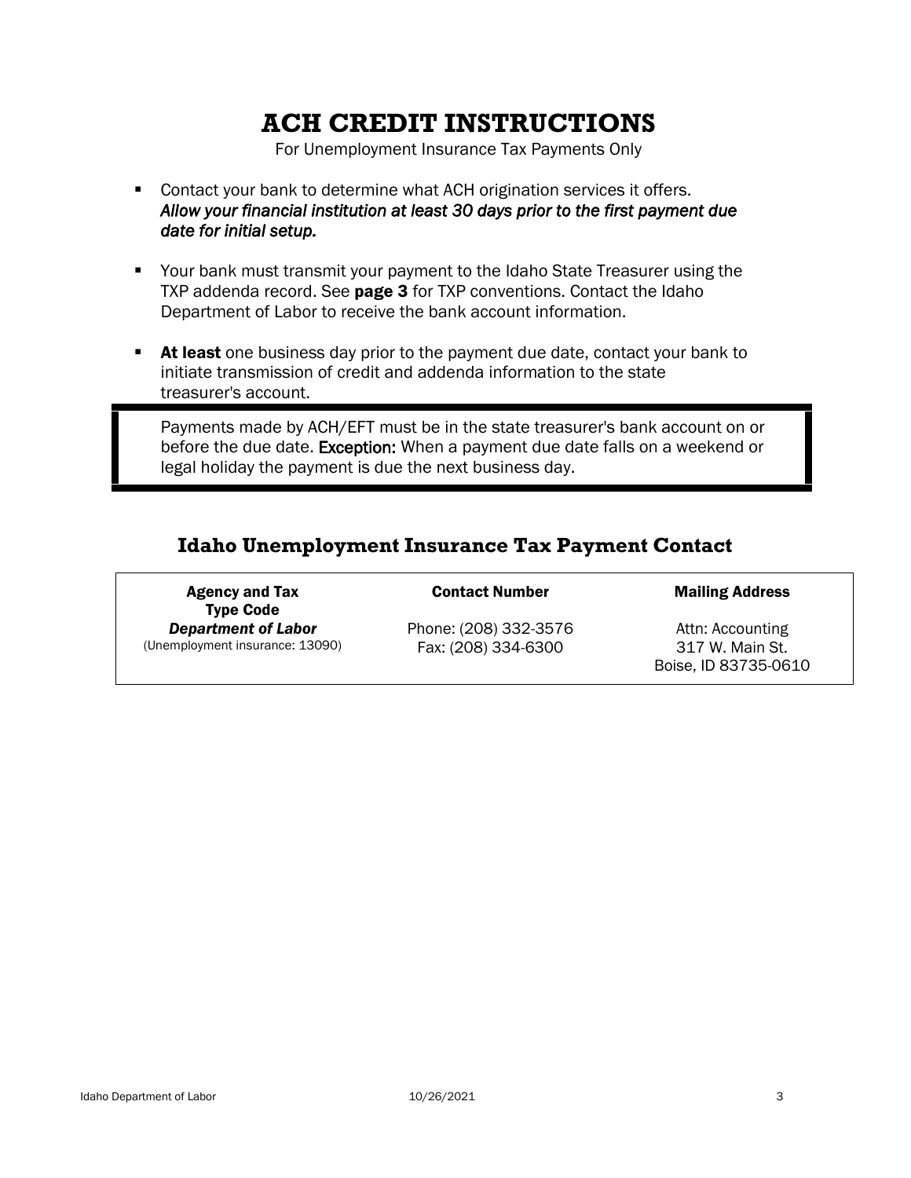# ACH CREDIT INSTRUCTIONS

For Unemployment Insurance Tax Payments Only

- Contact your bank to determine what ACH origination services it offers. ***Allow your financial institution at least 30 days prior to the first payment due date for initial setup.***
- Your bank must transmit your payment to the Idaho State Treasurer using the TXP addenda record. See **page 3** for TXP conventions. Contact the Idaho Department of Labor to receive the bank account information.
- **At least** one business day prior to the payment due date, contact your bank to initiate transmission of credit and addenda information to the state treasurer's account.

> Payments made by ACH/EFT must be in the state treasurer's bank account on or before the due date. **Exception:** When a payment due date falls on a weekend or legal holiday the payment is due the next business day.

## Idaho Unemployment Insurance Tax Payment Contact

| Agency and Tax Type Code | Contact Number | Mailing Address |
|---|---|---|
| ***Department of Labor*** (Unemployment insurance: 13090) | Phone: (208) 332-3576 Fax: (208) 334-6300 | Attn: Accounting 317 W. Main St. Boise, ID 83735-0610 |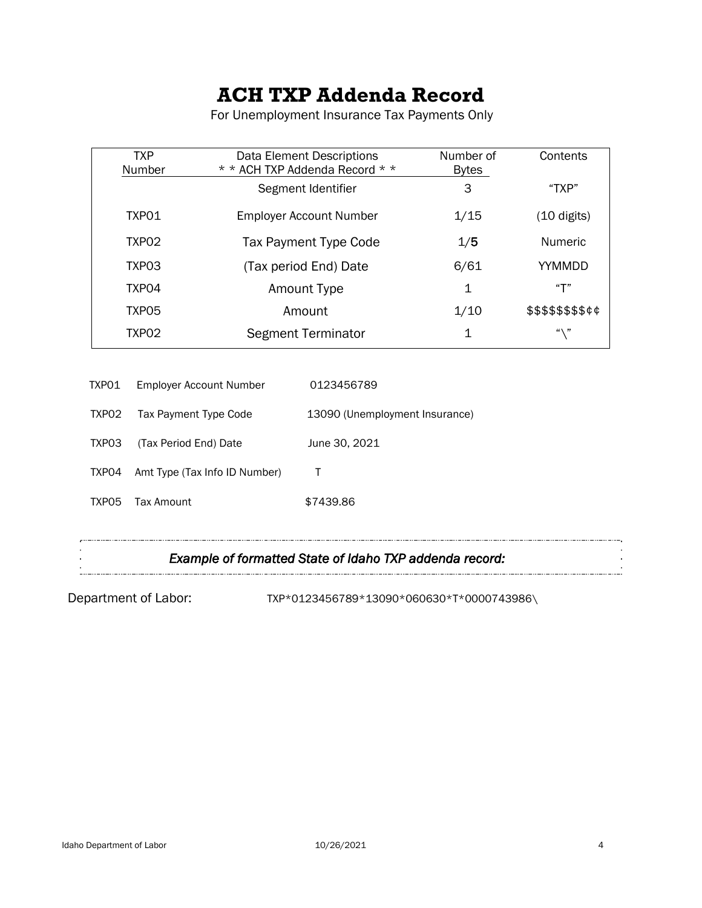# ACH TXP Addenda Record

For Unemployment Insurance Tax Payments Only

| TXP Number | Data Element Descriptions * * ACH TXP Addenda Record * * | Number of Bytes | Contents |
|---|---|---|---|
| | Segment Identifier | 3 | "TXP" |
| TXP01 | Employer Account Number | 1/15 | (10 digits) |
| TXP02 | Tax Payment Type Code | 1/**5** | Numeric |
| TXP03 | (Tax period End) Date | 6/61 | YYMMDD |
| TXP04 | Amount Type | 1 | "T" |
| TXP05 | Amount | 1/10 | $$$$$$$$¢¢ |
| TXP02 | Segment Terminator | 1 | "\" |

| | | |
|---|---|---|
| TXP01 | Employer Account Number | 0123456789 |
| TXP02 | Tax Payment Type Code | 13090 (Unemployment Insurance) |
| TXP03 | (Tax Period End) Date | June 30, 2021 |
| TXP04 | Amt Type (Tax Info ID Number) | T |
| TXP05 | Tax Amount | $7439.86 |

*Example of formatted State of Idaho TXP addenda record:*

Department of Labor: TXP*0123456789*13090*060630*T*0000743986\